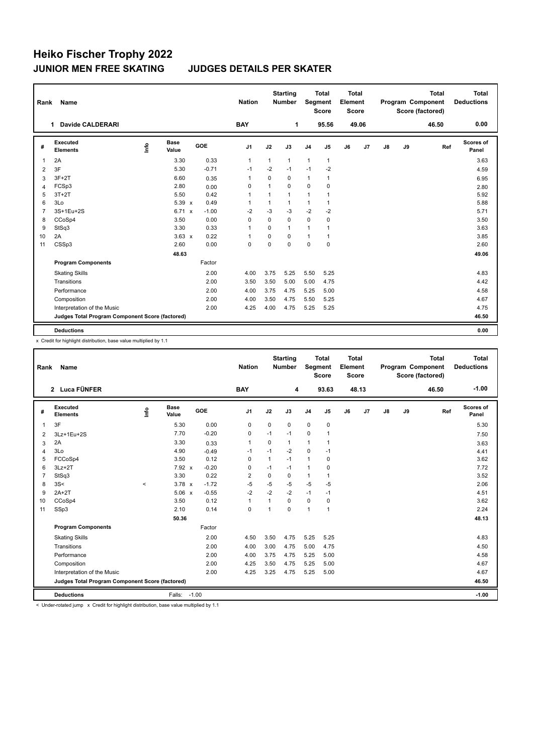# Heiko Fischer Trophy 2022

## JUNIOR MEN FREE SKATING JUDGES DETAILS PER SKATER

| Rank | Name | Nation | Starting Number | Total Segment Score | Total Element Score | Total Program Component Score (factored) | Total Deductions |
|---|---|---|---|---|---|---|---|
| 1 | Davide CALDERARI | BAY | 1 | 95.56 | 49.06 | 46.50 | 0.00 |

| # | Executed Elements | Info | Base Value | | GOE | J1 | J2 | J3 | J4 | J5 | J6 | J7 | J8 | J9 | Ref | Scores of Panel |
|---|---|---|---|---|---|---|---|---|---|---|---|---|---|---|---|---|
| 1 | 2A | | 3.30 | | 0.33 | 1 | 1 | 1 | 1 | 1 | | | | | | 3.63 |
| 2 | 3F | | 5.30 | | -0.71 | -1 | -2 | -1 | -1 | -2 | | | | | | 4.59 |
| 3 | 3F+2T | | 6.60 | | 0.35 | 1 | 0 | 0 | 1 | 1 | | | | | | 6.95 |
| 4 | FCSp3 | | 2.80 | | 0.00 | 0 | 1 | 0 | 0 | 0 | | | | | | 2.80 |
| 5 | 3T+2T | | 5.50 | | 0.42 | 1 | 1 | 1 | 1 | 1 | | | | | | 5.92 |
| 6 | 3Lo | | 5.39 | x | 0.49 | 1 | 1 | 1 | 1 | 1 | | | | | | 5.88 |
| 7 | 3S+1Eu+2S | | 6.71 | x | -1.00 | -2 | -3 | -3 | -2 | -2 | | | | | | 5.71 |
| 8 | CCoSp4 | | 3.50 | | 0.00 | 0 | 0 | 0 | 0 | 0 | | | | | | 3.50 |
| 9 | StSq3 | | 3.30 | | 0.33 | 1 | 0 | 1 | 1 | 1 | | | | | | 3.63 |
| 10 | 2A | | 3.63 | x | 0.22 | 1 | 0 | 0 | 1 | 1 | | | | | | 3.85 |
| 11 | CSSp3 | | 2.60 | | 0.00 | 0 | 0 | 0 | 0 | 0 | | | | | | 2.60 |
| | | | 48.63 | | | | | | | | | | | | | 49.06 |
| | **Program Components** | | | | Factor | | | | | | | | | | | |
| | Skating Skills | | | | 2.00 | 4.00 | 3.75 | 5.25 | 5.50 | 5.25 | | | | | | 4.83 |
| | Transitions | | | | 2.00 | 3.50 | 3.50 | 5.00 | 5.00 | 4.75 | | | | | | 4.42 |
| | Performance | | | | 2.00 | 4.00 | 3.75 | 4.75 | 5.25 | 5.00 | | | | | | 4.58 |
| | Composition | | | | 2.00 | 4.00 | 3.50 | 4.75 | 5.50 | 5.25 | | | | | | 4.67 |
| | Interpretation of the Music | | | | 2.00 | 4.25 | 4.00 | 4.75 | 5.25 | 5.25 | | | | | | 4.75 |
| | **Judges Total Program Component Score (factored)** | | | | | | | | | | | | | | | 46.50 |
| | **Deductions** | | | | | | | | | | | | | | | 0.00 |

x Credit for highlight distribution, base value multiplied by 1.1

| Rank | Name | Nation | Starting Number | Total Segment Score | Total Element Score | Total Program Component Score (factored) | Total Deductions |
|---|---|---|---|---|---|---|---|
| 2 | Luca FÜNFER | BAY | 4 | 93.63 | 48.13 | 46.50 | -1.00 |

| # | Executed Elements | Info | Base Value | | GOE | J1 | J2 | J3 | J4 | J5 | J6 | J7 | J8 | J9 | Ref | Scores of Panel |
|---|---|---|---|---|---|---|---|---|---|---|---|---|---|---|---|---|
| 1 | 3F | | 5.30 | | 0.00 | 0 | 0 | 0 | 0 | 0 | | | | | | 5.30 |
| 2 | 3Lz+1Eu+2S | | 7.70 | | -0.20 | 0 | -1 | -1 | 0 | 1 | | | | | | 7.50 |
| 3 | 2A | | 3.30 | | 0.33 | 1 | 0 | 1 | 1 | 1 | | | | | | 3.63 |
| 4 | 3Lo | | 4.90 | | -0.49 | -1 | -1 | -2 | 0 | -1 | | | | | | 4.41 |
| 5 | FCCoSp4 | | 3.50 | | 0.12 | 0 | 1 | -1 | 1 | 0 | | | | | | 3.62 |
| 6 | 3Lz+2T | | 7.92 | x | -0.20 | 0 | -1 | -1 | 1 | 0 | | | | | | 7.72 |
| 7 | StSq3 | | 3.30 | | 0.22 | 2 | 0 | 0 | 1 | 1 | | | | | | 3.52 |
| 8 | 3S< | < | 3.78 | x | -1.72 | -5 | -5 | -5 | -5 | -5 | | | | | | 2.06 |
| 9 | 2A+2T | | 5.06 | x | -0.55 | -2 | -2 | -2 | -1 | -1 | | | | | | 4.51 |
| 10 | CCoSp4 | | 3.50 | | 0.12 | 1 | 1 | 0 | 0 | 0 | | | | | | 3.62 |
| 11 | SSp3 | | 2.10 | | 0.14 | 0 | 1 | 0 | 1 | 1 | | | | | | 2.24 |
| | | | 50.36 | | | | | | | | | | | | | 48.13 |
| | **Program Components** | | | | Factor | | | | | | | | | | | |
| | Skating Skills | | | | 2.00 | 4.50 | 3.50 | 4.75 | 5.25 | 5.25 | | | | | | 4.83 |
| | Transitions | | | | 2.00 | 4.00 | 3.00 | 4.75 | 5.00 | 4.75 | | | | | | 4.50 |
| | Performance | | | | 2.00 | 4.00 | 3.75 | 4.75 | 5.25 | 5.00 | | | | | | 4.58 |
| | Composition | | | | 2.00 | 4.25 | 3.50 | 4.75 | 5.25 | 5.00 | | | | | | 4.67 |
| | Interpretation of the Music | | | | 2.00 | 4.25 | 3.25 | 4.75 | 5.25 | 5.00 | | | | | | 4.67 |
| | **Judges Total Program Component Score (factored)** | | | | | | | | | | | | | | | 46.50 |
| | **Deductions** | | Falls: | -1.00 | | | | | | | | | | | | -1.00 |

< Under-rotated jump x Credit for highlight distribution, base value multiplied by 1.1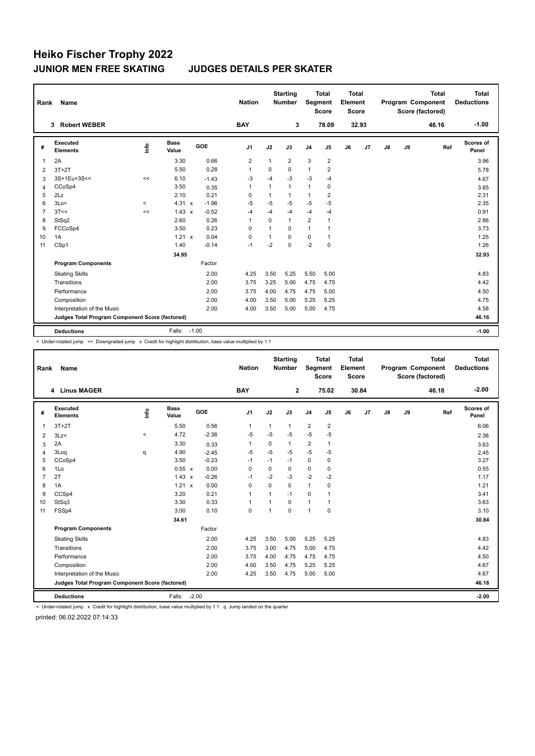# Heiko Fischer Trophy 2022

## JUNIOR MEN FREE SKATING JUDGES DETAILS PER SKATER

| Rank | Name | Nation | Starting Number | Total Segment Score | Total Element Score | Total Program Component Score (factored) | Total Deductions |
|---|---|---|---|---|---|---|---|
| 3 | Robert WEBER | BAY | 3 | 78.09 | 32.93 | 46.16 | -1.00 |

| # | Executed Elements | Info | Base Value | | GOE | J1 | J2 | J3 | J4 | J5 | J6 | J7 | J8 | J9 | Ref | Scores of Panel |
|---|---|---|---|---|---|---|---|---|---|---|---|---|---|---|---|---|
| 1 | 2A | | 3.30 | | 0.66 | 2 | 1 | 2 | 3 | 2 | | | | | | 3.96 |
| 2 | 3T+2T | | 5.50 | | 0.28 | 1 | 0 | 0 | 1 | 2 | | | | | | 5.78 |
| 3 | 3S+1Eu+3S<< | << | 6.10 | | -1.43 | -3 | -4 | -3 | -3 | -4 | | | | | | 4.67 |
| 4 | CCoSp4 | | 3.50 | | 0.35 | 1 | 1 | 1 | 1 | 0 | | | | | | 3.85 |
| 5 | 2Lz | | 2.10 | | 0.21 | 0 | 1 | 1 | 1 | 2 | | | | | | 2.31 |
| 6 | 3Lo< | < | 4.31 | x | -1.96 | -5 | -5 | -5 | -5 | -5 | | | | | | 2.35 |
| 7 | 3T<< | << | 1.43 | x | -0.52 | -4 | -4 | -4 | -4 | -4 | | | | | | 0.91 |
| 8 | StSq2 | | 2.60 | | 0.26 | 1 | 0 | 1 | 2 | 1 | | | | | | 2.86 |
| 9 | FCCoSp4 | | 3.50 | | 0.23 | 0 | 1 | 0 | 1 | 1 | | | | | | 3.73 |
| 10 | 1A | | 1.21 | x | 0.04 | 0 | 1 | 0 | 0 | 1 | | | | | | 1.25 |
| 11 | CSp1 | | 1.40 | | -0.14 | -1 | -2 | 0 | -2 | 0 | | | | | | 1.26 |
| | | | 34.95 | | | | | | | | | | | | | 32.93 |
| | **Program Components** | | | | Factor | | | | | | | | | | | |
| | Skating Skills | | | | 2.00 | 4.25 | 3.50 | 5.25 | 5.50 | 5.00 | | | | | | 4.83 |
| | Transitions | | | | 2.00 | 3.75 | 3.25 | 5.00 | 4.75 | 4.75 | | | | | | 4.42 |
| | Performance | | | | 2.00 | 3.75 | 4.00 | 4.75 | 4.75 | 5.00 | | | | | | 4.50 |
| | Composition | | | | 2.00 | 4.00 | 3.50 | 5.00 | 5.25 | 5.25 | | | | | | 4.75 |
| | Interpretation of the Music | | | | 2.00 | 4.00 | 3.50 | 5.00 | 5.00 | 4.75 | | | | | | 4.58 |
| | **Judges Total Program Component Score (factored)** | | | | | | | | | | | | | | | 46.16 |
| | **Deductions** | | Falls: | | -1.00 | | | | | | | | | | | -1.00 |

< Under-rotated jump << Downgraded jump x Credit for highlight distribution, base value multiplied by 1.1

| Rank | Name | Nation | Starting Number | Total Segment Score | Total Element Score | Total Program Component Score (factored) | Total Deductions |
|---|---|---|---|---|---|---|---|
| 4 | Linus MAGER | BAY | 2 | 75.02 | 30.84 | 46.18 | -2.00 |

| # | Executed Elements | Info | Base Value | | GOE | J1 | J2 | J3 | J4 | J5 | J6 | J7 | J8 | J9 | Ref | Scores of Panel |
|---|---|---|---|---|---|---|---|---|---|---|---|---|---|---|---|---|
| 1 | 3T+2T | | 5.50 | | 0.56 | 1 | 1 | 1 | 2 | 2 | | | | | | 6.06 |
| 2 | 3Lz< | < | 4.72 | | -2.36 | -5 | -5 | -5 | -5 | -5 | | | | | | 2.36 |
| 3 | 2A | | 3.30 | | 0.33 | 1 | 0 | 1 | 2 | 1 | | | | | | 3.63 |
| 4 | 3Loq | q | 4.90 | | -2.45 | -5 | -5 | -5 | -5 | -5 | | | | | | 2.45 |
| 5 | CCoSp4 | | 3.50 | | -0.23 | -1 | -1 | -1 | 0 | 0 | | | | | | 3.27 |
| 6 | 1Lo | | 0.55 | x | 0.00 | 0 | 0 | 0 | 0 | 0 | | | | | | 0.55 |
| 7 | 2T | | 1.43 | x | -0.26 | -1 | -2 | -3 | -2 | -2 | | | | | | 1.17 |
| 8 | 1A | | 1.21 | x | 0.00 | 0 | 0 | 0 | 1 | 0 | | | | | | 1.21 |
| 9 | CCSp4 | | 3.20 | | 0.21 | 1 | 1 | -1 | 0 | 1 | | | | | | 3.41 |
| 10 | StSq3 | | 3.30 | | 0.33 | 1 | 1 | 0 | 1 | 1 | | | | | | 3.63 |
| 11 | FSSp4 | | 3.00 | | 0.10 | 0 | 1 | 0 | 1 | 0 | | | | | | 3.10 |
| | | | 34.61 | | | | | | | | | | | | | 30.84 |
| | **Program Components** | | | | Factor | | | | | | | | | | | |
| | Skating Skills | | | | 2.00 | 4.25 | 3.50 | 5.00 | 5.25 | 5.25 | | | | | | 4.83 |
| | Transitions | | | | 2.00 | 3.75 | 3.00 | 4.75 | 5.00 | 4.75 | | | | | | 4.42 |
| | Performance | | | | 2.00 | 3.75 | 4.00 | 4.75 | 4.75 | 4.75 | | | | | | 4.50 |
| | Composition | | | | 2.00 | 4.00 | 3.50 | 4.75 | 5.25 | 5.25 | | | | | | 4.67 |
| | Interpretation of the Music | | | | 2.00 | 4.25 | 3.50 | 4.75 | 5.00 | 5.00 | | | | | | 4.67 |
| | **Judges Total Program Component Score (factored)** | | | | | | | | | | | | | | | 46.18 |
| | **Deductions** | | Falls: | | -2.00 | | | | | | | | | | | -2.00 |

< Under-rotated jump x Credit for highlight distribution, base value multiplied by 1.1 q Jump landed on the quarter

printed: 06.02.2022 07:14:33